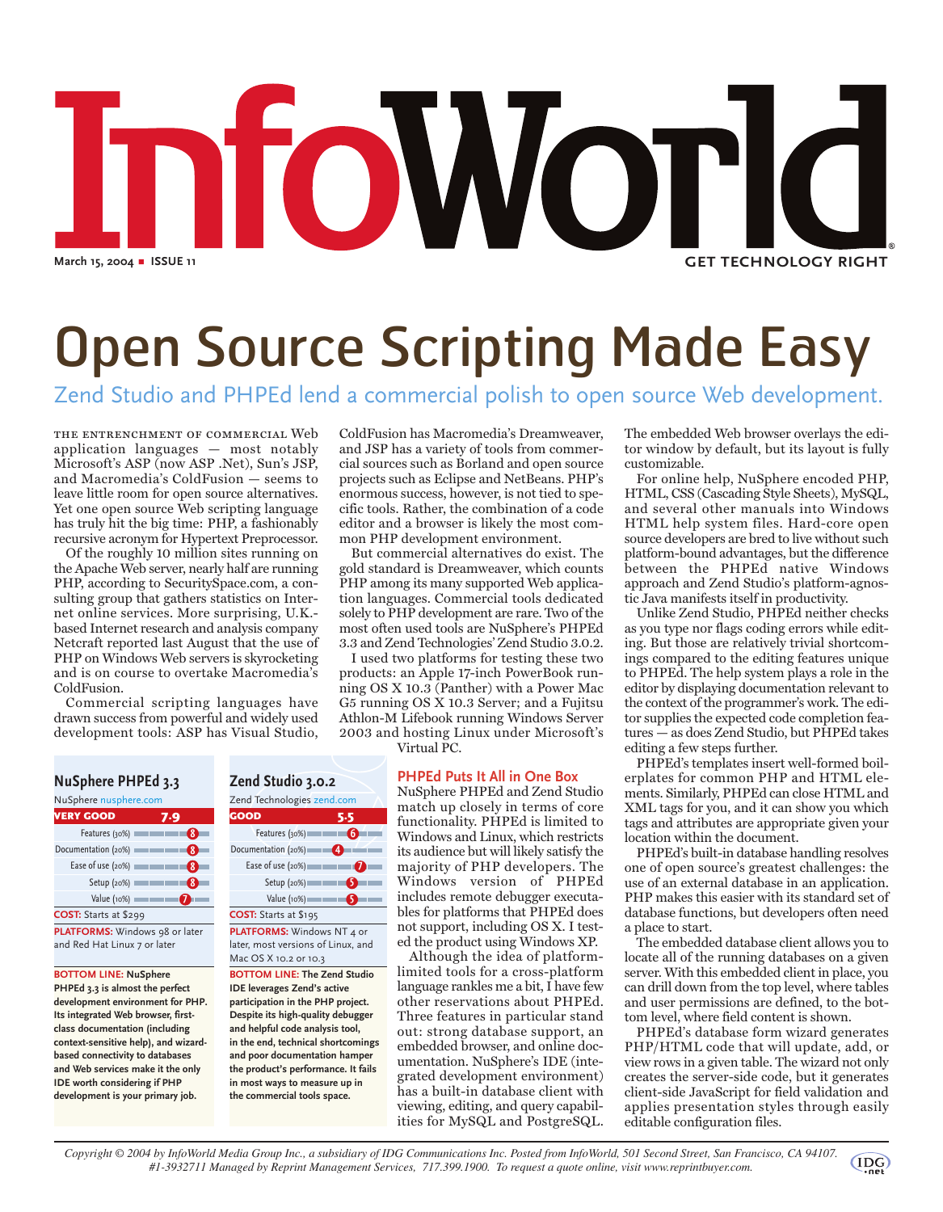# InfoWorld

March 15, 2004 ■ ISSUE 11

GET TECHNOLOGY RIGHT

# Open Source Scripting Made Easy

## Zend Studio and PHPEd lend a commercial polish to open source Web development.

THE ENTRENCHMENT OF COMMERCIAL Web application languages — most notably Microsoft's ASP (now ASP .Net), Sun's JSP, and Macromedia's ColdFusion — seems to leave little room for open source alternatives. Yet one open source Web scripting language has truly hit the big time: PHP, a fashionably recursive acronym for Hypertext Preprocessor.

Of the roughly 10 million sites running on the Apache Web server, nearly half are running PHP, according to SecuritySpace.com, a consulting group that gathers statistics on Internet online services. More surprising, U.K.-based Internet research and analysis company Netcraft reported last August that the use of PHP on Windows Web servers is skyrocketing and is on course to overtake Macromedia's ColdFusion.

Commercial scripting languages have drawn success from powerful and widely used development tools: ASP has Visual Studio, ColdFusion has Macromedia's Dreamweaver, and JSP has a variety of tools from commercial sources such as Borland and open source projects such as Eclipse and NetBeans. PHP's enormous success, however, is not tied to specific tools. Rather, the combination of a code editor and a browser is likely the most common PHP development environment.

But commercial alternatives do exist. The gold standard is Dreamweaver, which counts PHP among its many supported Web application languages. Commercial tools dedicated solely to PHP development are rare. Two of the most often used tools are NuSphere's PHPEd 3.3 and Zend Technologies' Zend Studio 3.0.2.

I used two platforms for testing these two products: an Apple 17-inch PowerBook running OS X 10.3 (Panther) with a Power Mac G5 running OS X 10.3 Server; and a Fujitsu Athlon-M Lifebook running Windows Server 2003 and hosting Linux under Microsoft's Virtual PC.

### NuSphere PHPEd 3.3

NuSphere nusphere.com

**VERY GOOD 7.9**

| Criterion | Score |
|---|---|
| Features (30%) | 8 |
| Documentation (20%) | 8 |
| Ease of use (20%) | 8 |
| Setup (20%) | 8 |
| Value (10%) | 7 |

**COST:** Starts at $299

**PLATFORMS:** Windows 98 or later and Red Hat Linux 7 or later

**BOTTOM LINE: NuSphere PHPEd 3.3 is almost the perfect development environment for PHP. Its integrated Web browser, first-class documentation (including context-sensitive help), and wizard-based connectivity to databases and Web services make it the only IDE worth considering if PHP development is your primary job.**

### Zend Studio 3.0.2

Zend Technologies zend.com

**GOOD 5.5**

| Criterion | Score |
|---|---|
| Features (30%) | 6 |
| Documentation (20%) | 4 |
| Ease of use (20%) | 7 |
| Setup (20%) | 5 |
| Value (10%) | 5 |

**COST:** Starts at $195

**PLATFORMS:** Windows NT 4 or later, most versions of Linux, and Mac OS X 10.2 or 10.3

**BOTTOM LINE: The Zend Studio IDE leverages Zend's active participation in the PHP project. Despite its high-quality debugger and helpful code analysis tool, in the end, technical shortcomings and poor documentation hamper the product's performance. It fails in most ways to measure up in the commercial tools space.**

### PHPEd Puts It All in One Box

NuSphere PHPEd and Zend Studio match up closely in terms of core functionality. PHPEd is limited to Windows and Linux, which restricts its audience but will likely satisfy the majority of PHP developers. The Windows version of PHPEd includes remote debugger executables for platforms that PHPEd does not support, including OS X. I tested the product using Windows XP.

Although the idea of platform-limited tools for a cross-platform language rankles me a bit, I have few other reservations about PHPEd. Three features in particular stand out: strong database support, an embedded browser, and online documentation. NuSphere's IDE (integrated development environment) has a built-in database client with viewing, editing, and query capabilities for MySQL and PostgreSQL. The embedded Web browser overlays the editor window by default, but its layout is fully customizable.

For online help, NuSphere encoded PHP, HTML, CSS (Cascading Style Sheets), MySQL, and several other manuals into Windows HTML help system files. Hard-core open source developers are bred to live without such platform-bound advantages, but the difference between the PHPEd native Windows approach and Zend Studio's platform-agnostic Java manifests itself in productivity.

Unlike Zend Studio, PHPEd neither checks as you type nor flags coding errors while editing. But those are relatively trivial shortcomings compared to the editing features unique to PHPEd. The help system plays a role in the editor by displaying documentation relevant to the context of the programmer's work. The editor supplies the expected code completion features — as does Zend Studio, but PHPEd takes editing a few steps further.

PHPEd's templates insert well-formed boilerplates for common PHP and HTML elements. Similarly, PHPEd can close HTML and XML tags for you, and it can show you which tags and attributes are appropriate given your location within the document.

PHPEd's built-in database handling resolves one of open source's greatest challenges: the use of an external database in an application. PHP makes this easier with its standard set of database functions, but developers often need a place to start.

The embedded database client allows you to locate all of the running databases on a given server. With this embedded client in place, you can drill down from the top level, where tables and user permissions are defined, to the bottom level, where field content is shown.

PHPEd's database form wizard generates PHP/HTML code that will update, add, or view rows in a given table. The wizard not only creates the server-side code, but it generates client-side JavaScript for field validation and applies presentation styles through easily editable configuration files.

*Copyright © 2004 by InfoWorld Media Group Inc., a subsidiary of IDG Communications Inc. Posted from InfoWorld, 501 Second Street, San Francisco, CA 94107. #1-3932711 Managed by Reprint Management Services, 717.399.1900. To request a quote online, visit www.reprintbuyer.com.*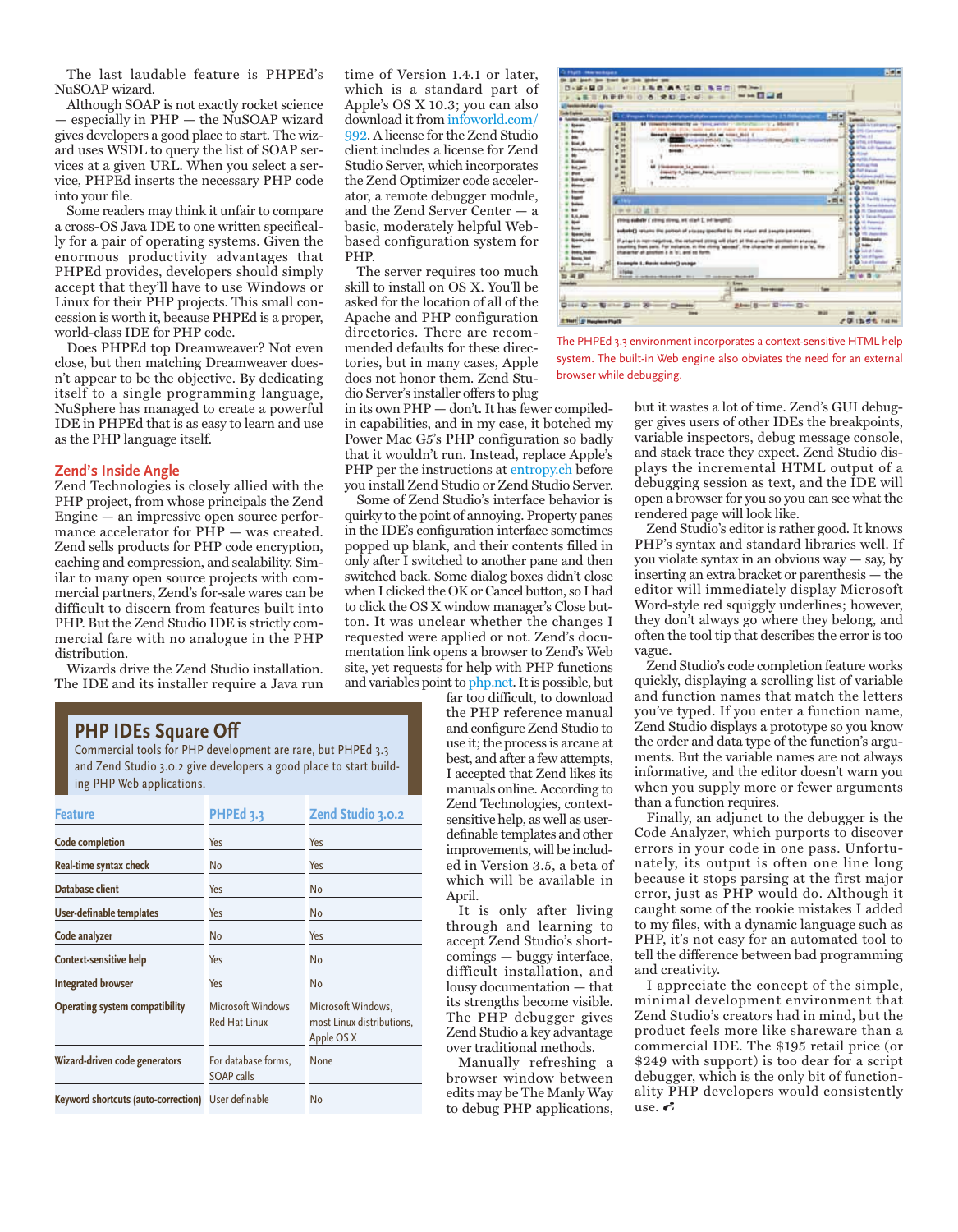The last laudable feature is PHPEd's NuSOAP wizard.

Although SOAP is not exactly rocket science — especially in PHP — the NuSOAP wizard gives developers a good place to start. The wizard uses WSDL to query the list of SOAP services at a given URL. When you select a service, PHPEd inserts the necessary PHP code into your file.

Some readers may think it unfair to compare a cross-OS Java IDE to one written specifically for a pair of operating systems. Given the enormous productivity advantages that PHPEd provides, developers should simply accept that they'll have to use Windows or Linux for their PHP projects. This small concession is worth it, because PHPEd is a proper, world-class IDE for PHP code.

Does PHPEd top Dreamweaver? Not even close, but then matching Dreamweaver doesn't appear to be the objective. By dedicating itself to a single programming language, NuSphere has managed to create a powerful IDE in PHPEd that is as easy to learn and use as the PHP language itself.

## Zend's Inside Angle

Zend Technologies is closely allied with the PHP project, from whose principals the Zend Engine — an impressive open source performance accelerator for PHP — was created. Zend sells products for PHP code encryption, caching and compression, and scalability. Similar to many open source projects with commercial partners, Zend's for-sale wares can be difficult to discern from features built into PHP. But the Zend Studio IDE is strictly commercial fare with no analogue in the PHP distribution.

Wizards drive the Zend Studio installation. The IDE and its installer require a Java run time of Version 1.4.1 or later, which is a standard part of Apple's OS X 10.3; you can also download it from infoworld.com/992. A license for the Zend Studio client includes a license for Zend Studio Server, which incorporates the Zend Optimizer code accelerator, a remote debugger module, and the Zend Server Center — a basic, moderately helpful Web-based configuration system for PHP.

The server requires too much skill to install on OS X. You'll be asked for the location of all of the Apache and PHP configuration directories. There are recommended defaults for these directories, but in many cases, Apple does not honor them. Zend Studio Server's installer offers to plug in its own PHP — don't. It has fewer compiled-in capabilities, and in my case, it botched my Power Mac G5's PHP configuration so badly that it wouldn't run. Instead, replace Apple's PHP per the instructions at entropy.ch before you install Zend Studio or Zend Studio Server.

Some of Zend Studio's interface behavior is quirky to the point of annoying. Property panes in the IDE's configuration interface sometimes popped up blank, and their contents filled in only after I switched to another pane and then switched back. Some dialog boxes didn't close when I clicked the OK or Cancel button, so I had to click the OS X window manager's Close button. It was unclear whether the changes I requested were applied or not. Zend's documentation link opens a browser to Zend's Web site, yet requests for help with PHP functions and variables point to php.net. It is possible, but far too difficult, to download the PHP reference manual and configure Zend Studio to use it; the process is arcane at best, and after a few attempts, I accepted that Zend likes its manuals online. According to Zend Technologies, context-sensitive help, as well as user-definable templates and other improvements, will be included in Version 3.5, a beta of which will be available in April.

It is only after living through and learning to accept Zend Studio's shortcomings — buggy interface, difficult installation, and lousy documentation — that its strengths become visible. The PHP debugger gives Zend Studio a key advantage over traditional methods.

Manually refreshing a browser window between edits may be The Manly Way to debug PHP applications, but it wastes a lot of time. Zend's GUI debugger gives users of other IDEs the breakpoints, variable inspectors, debug message console, and stack trace they expect. Zend Studio displays the incremental HTML output of a debugging session as text, and the IDE will open a browser for you so you can see what the rendered page will look like.

Zend Studio's editor is rather good. It knows PHP's syntax and standard libraries well. If you violate syntax in an obvious way — say, by inserting an extra bracket or parenthesis — the editor will immediately display Microsoft Word-style red squiggly underlines; however, they don't always go where they belong, and often the tool tip that describes the error is too vague.

Zend Studio's code completion feature works quickly, displaying a scrolling list of variable and function names that match the letters you've typed. If you enter a function name, Zend Studio displays a prototype so you know the order and data type of the function's arguments. But the variable names are not always informative, and the editor doesn't warn you when you supply more or fewer arguments than a function requires.

Finally, an adjunct to the debugger is the Code Analyzer, which purports to discover errors in your code in one pass. Unfortunately, its output is often one line long because it stops parsing at the first major error, just as PHP would do. Although it caught some of the rookie mistakes I added to my files, with a dynamic language such as PHP, it's not easy for an automated tool to tell the difference between bad programming and creativity.

I appreciate the concept of the simple, minimal development environment that Zend Studio's creators had in mind, but the product feels more like shareware than a commercial IDE. The $195 retail price (or $249 with support) is too dear for a script debugger, which is the only bit of functionality PHP developers would consistently use.

The PHPEd 3.3 environment incorporates a context-sensitive HTML help system. The built-in Web engine also obviates the need for an external browser while debugging.

## PHP IDEs Square Off

Commercial tools for PHP development are rare, but PHPEd 3.3 and Zend Studio 3.0.2 give developers a good place to start building PHP Web applications.

| Feature | PHPEd 3.3 | Zend Studio 3.0.2 |
|---|---|---|
| Code completion | Yes | Yes |
| Real-time syntax check | No | Yes |
| Database client | Yes | No |
| User-definable templates | Yes | No |
| Code analyzer | No | Yes |
| Context-sensitive help | Yes | No |
| Integrated browser | Yes | No |
| Operating system compatibility | Microsoft Windows Red Hat Linux | Microsoft Windows, most Linux distributions, Apple OS X |
| Wizard-driven code generators | For database forms, SOAP calls | None |
| Keyword shortcuts (auto-correction) | User definable | No |